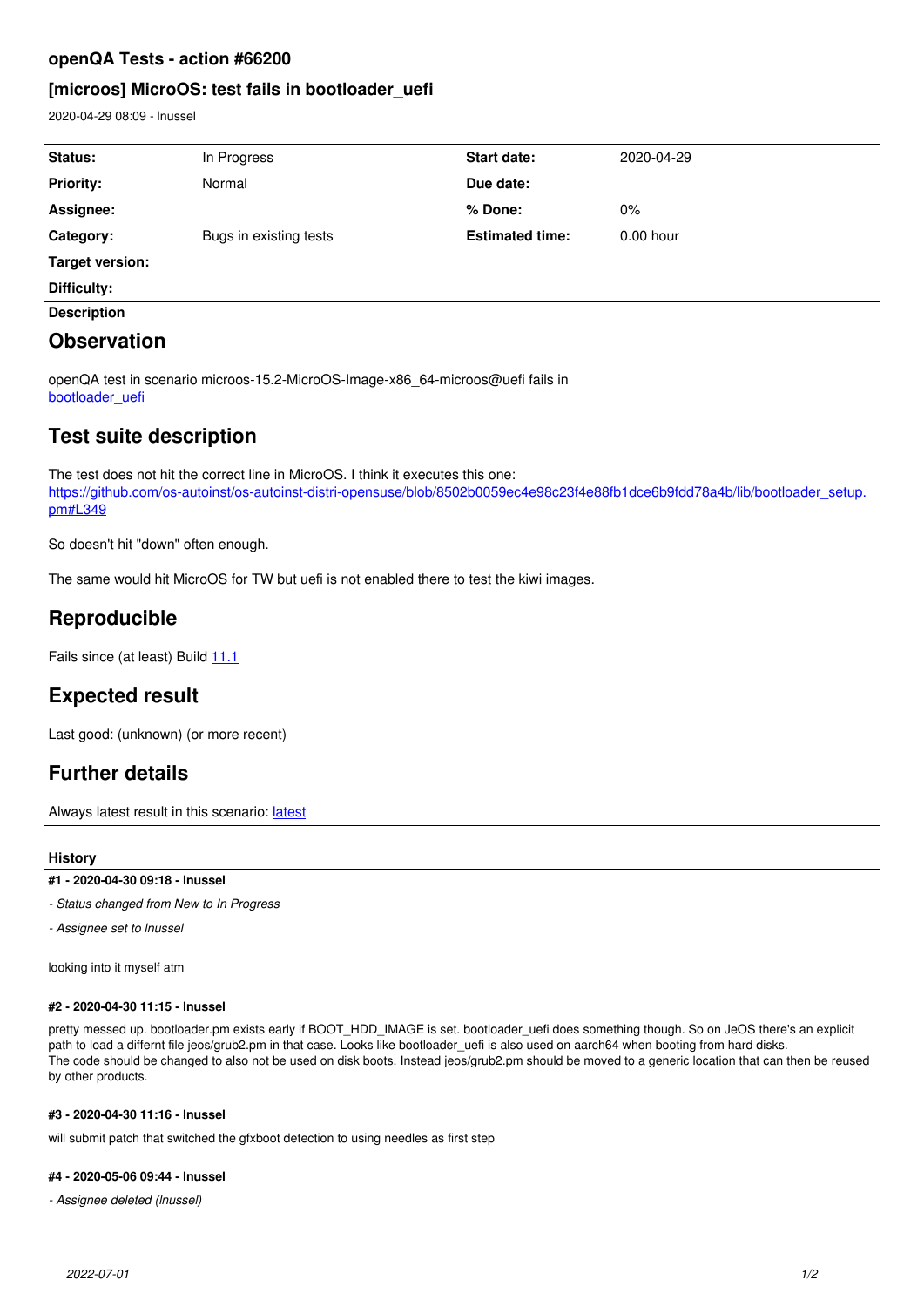# openQA Tests - action #66200

## [microos] MicroOS: test fails in bootloader_uefi

2020-04-29 08:09 - lnussel

| Status: | In Progress | Start date: | 2020-04-29 |
|---|---|---|---|
| Priority: | Normal | Due date: | |
| Assignee: | | % Done: | 0% |
| Category: | Bugs in existing tests | Estimated time: | 0.00 hour |
| Target version: | | | |
| Difficulty: | | | |

**Description**

## Observation

openQA test in scenario microos-15.2-MicroOS-Image-x86_64-microos@uefi fails in bootloader_uefi

## Test suite description

The test does not hit the correct line in MicroOS. I think it executes this one: https://github.com/os-autoinst/os-autoinst-distri-opensuse/blob/8502b0059ec4e98c23f4e88fb1dce6b9fdd78a4b/lib/bootloader_setup.pm#L349

So doesn't hit "down" often enough.

The same would hit MicroOS for TW but uefi is not enabled there to test the kiwi images.

## Reproducible

Fails since (at least) Build 11.1

## Expected result

Last good: (unknown) (or more recent)

## Further details

Always latest result in this scenario: latest

### History

#### #1 - 2020-04-30 09:18 - lnussel

*- Status changed from New to In Progress*

*- Assignee set to lnussel*

looking into it myself atm

#### #2 - 2020-04-30 11:15 - lnussel

pretty messed up. bootloader.pm exists early if BOOT_HDD_IMAGE is set. bootloader_uefi does something though. So on JeOS there's an explicit path to load a differnt file jeos/grub2.pm in that case. Looks like bootloader_uefi is also used on aarch64 when booting from hard disks.
The code should be changed to also not be used on disk boots. Instead jeos/grub2.pm should be moved to a generic location that can then be reused by other products.

#### #3 - 2020-04-30 11:16 - lnussel

will submit patch that switched the gfxboot detection to using needles as first step

#### #4 - 2020-05-06 09:44 - lnussel

*- Assignee deleted (lnussel)*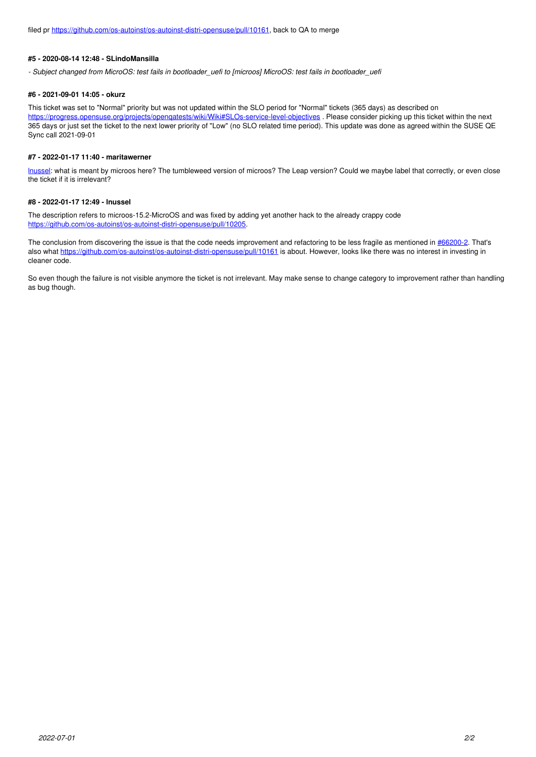filed pr https://github.com/os-autoinst/os-autoinst-distri-opensuse/pull/10161, back to QA to merge

#### #5 - 2020-08-14 12:48 - SLindoMansilla

*- Subject changed from MicroOS: test fails in bootloader_uefi to [microos] MicroOS: test fails in bootloader_uefi*

#### #6 - 2021-09-01 14:05 - okurz

This ticket was set to "Normal" priority but was not updated within the SLO period for "Normal" tickets (365 days) as described on https://progress.opensuse.org/projects/openqatests/wiki/Wiki#SLOs-service-level-objectives . Please consider picking up this ticket within the next 365 days or just set the ticket to the next lower priority of "Low" (no SLO related time period). This update was done as agreed within the SUSE QE Sync call 2021-09-01

#### #7 - 2022-01-17 11:40 - maritawerner

lnussel: what is meant by microos here? The tumbleweed version of microos? The Leap version? Could we maybe label that correctly, or even close the ticket if it is irrelevant?

#### #8 - 2022-01-17 12:49 - lnussel

The description refers to microos-15.2-MicroOS and was fixed by adding yet another hack to the already crappy code https://github.com/os-autoinst/os-autoinst-distri-opensuse/pull/10205.

The conclusion from discovering the issue is that the code needs improvement and refactoring to be less fragile as mentioned in #66200-2. That's also what https://github.com/os-autoinst/os-autoinst-distri-opensuse/pull/10161 is about. However, looks like there was no interest in investing in cleaner code.

So even though the failure is not visible anymore the ticket is not irrelevant. May make sense to change category to improvement rather than handling as bug though.